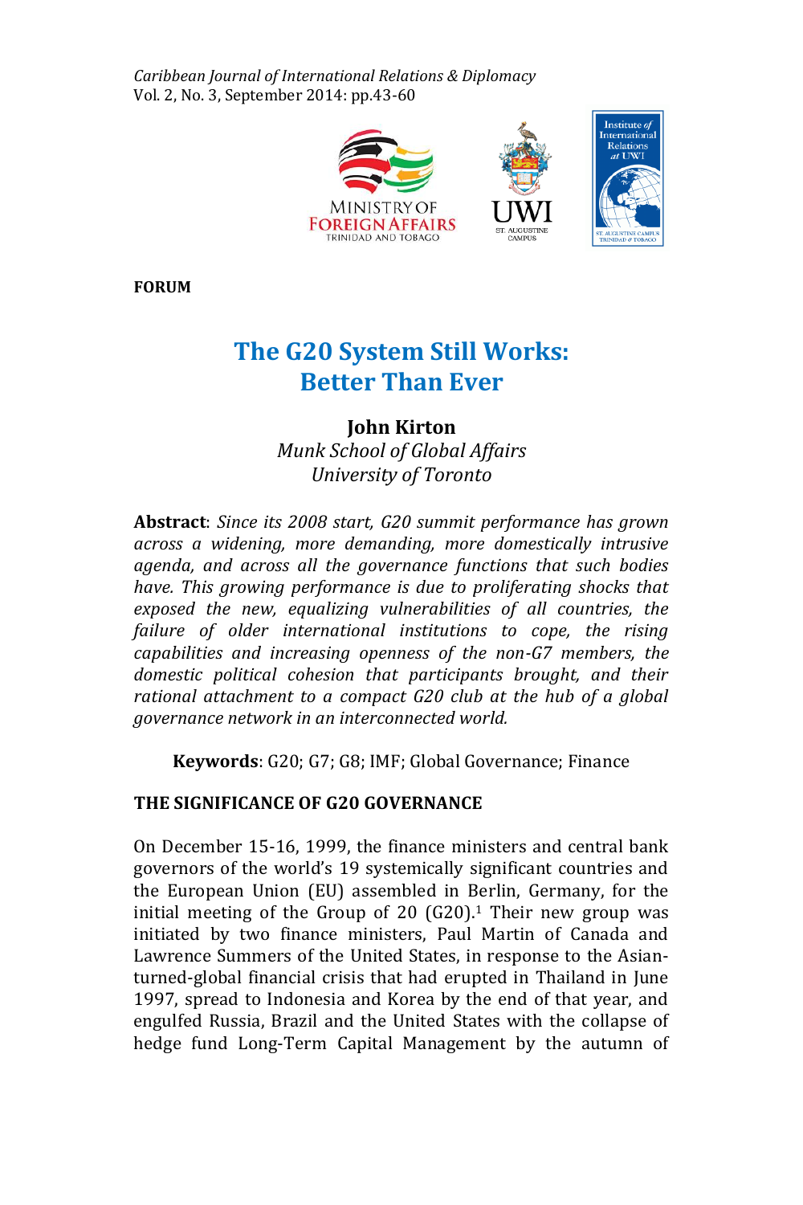**FORUM**

# The G20 System Still Works: Better Than Ever

**John Kirton**
*Munk School of Global Affairs*
*University of Toronto*

**Abstract**: *Since its 2008 start, G20 summit performance has grown across a widening, more demanding, more domestically intrusive agenda, and across all the governance functions that such bodies have. This growing performance is due to proliferating shocks that exposed the new, equalizing vulnerabilities of all countries, the failure of older international institutions to cope, the rising capabilities and increasing openness of the non-G7 members, the domestic political cohesion that participants brought, and their rational attachment to a compact G20 club at the hub of a global governance network in an interconnected world.*

**Keywords**: G20; G7; G8; IMF; Global Governance; Finance

## THE SIGNIFICANCE OF G20 GOVERNANCE

On December 15-16, 1999, the finance ministers and central bank governors of the world's 19 systemically significant countries and the European Union (EU) assembled in Berlin, Germany, for the initial meeting of the Group of 20 (G20).[1] Their new group was initiated by two finance ministers, Paul Martin of Canada and Lawrence Summers of the United States, in response to the Asian-turned-global financial crisis that had erupted in Thailand in June 1997, spread to Indonesia and Korea by the end of that year, and engulfed Russia, Brazil and the United States with the collapse of hedge fund Long-Term Capital Management by the autumn of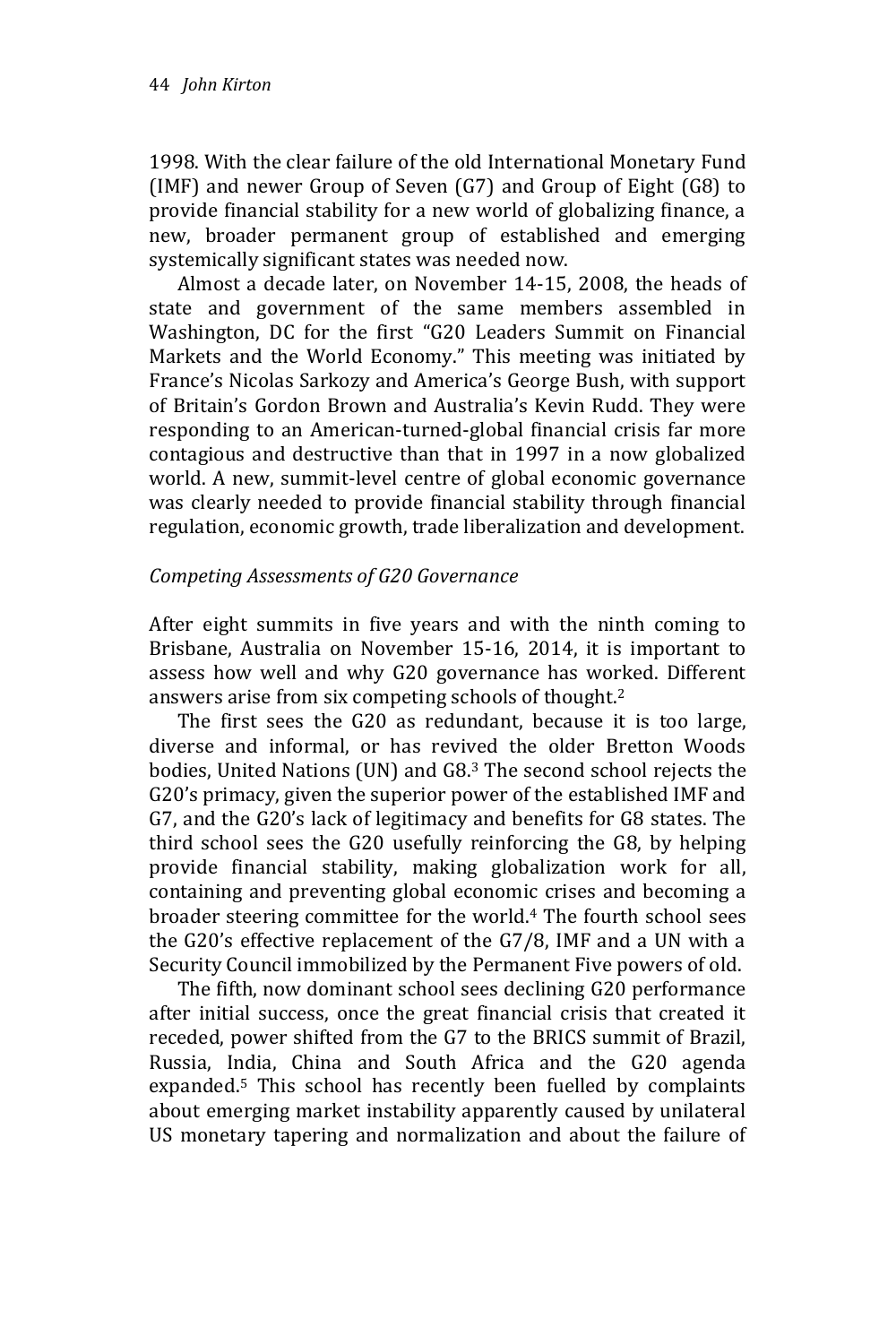1998. With the clear failure of the old International Monetary Fund (IMF) and newer Group of Seven (G7) and Group of Eight (G8) to provide financial stability for a new world of globalizing finance, a new, broader permanent group of established and emerging systemically significant states was needed now.

Almost a decade later, on November 14-15, 2008, the heads of state and government of the same members assembled in Washington, DC for the first "G20 Leaders Summit on Financial Markets and the World Economy." This meeting was initiated by France's Nicolas Sarkozy and America's George Bush, with support of Britain's Gordon Brown and Australia's Kevin Rudd. They were responding to an American-turned-global financial crisis far more contagious and destructive than that in 1997 in a now globalized world. A new, summit-level centre of global economic governance was clearly needed to provide financial stability through financial regulation, economic growth, trade liberalization and development.

### *Competing Assessments of G20 Governance*

After eight summits in five years and with the ninth coming to Brisbane, Australia on November 15-16, 2014, it is important to assess how well and why G20 governance has worked. Different answers arise from six competing schools of thought.[2]

The first sees the G20 as redundant, because it is too large, diverse and informal, or has revived the older Bretton Woods bodies, United Nations (UN) and G8.[3] The second school rejects the G20's primacy, given the superior power of the established IMF and G7, and the G20's lack of legitimacy and benefits for G8 states. The third school sees the G20 usefully reinforcing the G8, by helping provide financial stability, making globalization work for all, containing and preventing global economic crises and becoming a broader steering committee for the world.[4] The fourth school sees the G20's effective replacement of the G7/8, IMF and a UN with a Security Council immobilized by the Permanent Five powers of old.

The fifth, now dominant school sees declining G20 performance after initial success, once the great financial crisis that created it receded, power shifted from the G7 to the BRICS summit of Brazil, Russia, India, China and South Africa and the G20 agenda expanded.[5] This school has recently been fuelled by complaints about emerging market instability apparently caused by unilateral US monetary tapering and normalization and about the failure of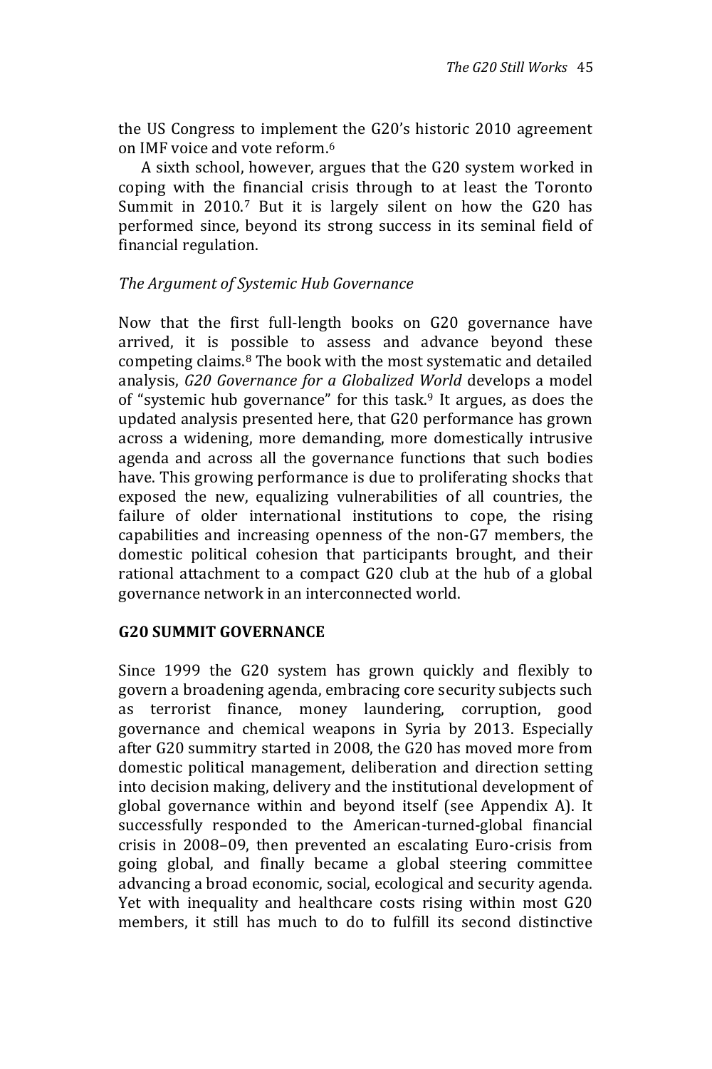the US Congress to implement the G20's historic 2010 agreement on IMF voice and vote reform.[6]

A sixth school, however, argues that the G20 system worked in coping with the financial crisis through to at least the Toronto Summit in 2010.[7] But it is largely silent on how the G20 has performed since, beyond its strong success in its seminal field of financial regulation.

### *The Argument of Systemic Hub Governance*

Now that the first full-length books on G20 governance have arrived, it is possible to assess and advance beyond these competing claims.[8] The book with the most systematic and detailed analysis, *G20 Governance for a Globalized World* develops a model of "systemic hub governance" for this task.[9] It argues, as does the updated analysis presented here, that G20 performance has grown across a widening, more demanding, more domestically intrusive agenda and across all the governance functions that such bodies have. This growing performance is due to proliferating shocks that exposed the new, equalizing vulnerabilities of all countries, the failure of older international institutions to cope, the rising capabilities and increasing openness of the non-G7 members, the domestic political cohesion that participants brought, and their rational attachment to a compact G20 club at the hub of a global governance network in an interconnected world.

## G20 SUMMIT GOVERNANCE

Since 1999 the G20 system has grown quickly and flexibly to govern a broadening agenda, embracing core security subjects such as terrorist finance, money laundering, corruption, good governance and chemical weapons in Syria by 2013. Especially after G20 summitry started in 2008, the G20 has moved more from domestic political management, deliberation and direction setting into decision making, delivery and the institutional development of global governance within and beyond itself (see Appendix A). It successfully responded to the American-turned-global financial crisis in 2008–09, then prevented an escalating Euro-crisis from going global, and finally became a global steering committee advancing a broad economic, social, ecological and security agenda. Yet with inequality and healthcare costs rising within most G20 members, it still has much to do to fulfill its second distinctive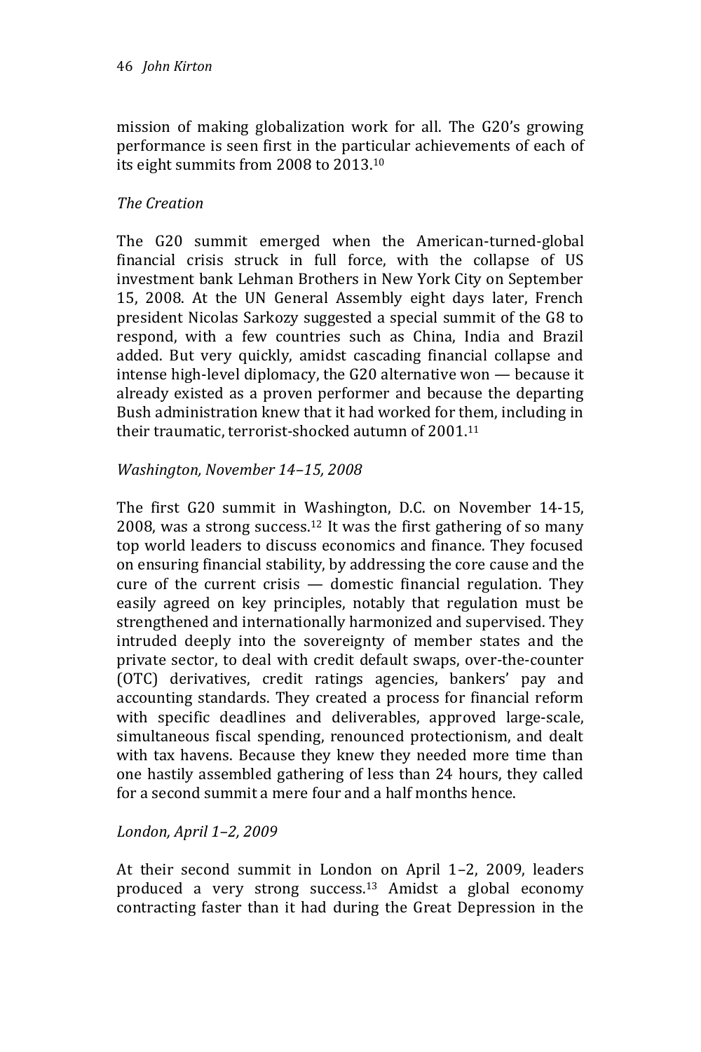mission of making globalization work for all. The G20's growing performance is seen first in the particular achievements of each of its eight summits from 2008 to 2013.[10]

*The Creation*

The G20 summit emerged when the American-turned-global financial crisis struck in full force, with the collapse of US investment bank Lehman Brothers in New York City on September 15, 2008. At the UN General Assembly eight days later, French president Nicolas Sarkozy suggested a special summit of the G8 to respond, with a few countries such as China, India and Brazil added. But very quickly, amidst cascading financial collapse and intense high-level diplomacy, the G20 alternative won — because it already existed as a proven performer and because the departing Bush administration knew that it had worked for them, including in their traumatic, terrorist-shocked autumn of 2001.[11]

*Washington, November 14–15, 2008*

The first G20 summit in Washington, D.C. on November 14-15, 2008, was a strong success.[12] It was the first gathering of so many top world leaders to discuss economics and finance. They focused on ensuring financial stability, by addressing the core cause and the cure of the current crisis — domestic financial regulation. They easily agreed on key principles, notably that regulation must be strengthened and internationally harmonized and supervised. They intruded deeply into the sovereignty of member states and the private sector, to deal with credit default swaps, over-the-counter (OTC) derivatives, credit ratings agencies, bankers' pay and accounting standards. They created a process for financial reform with specific deadlines and deliverables, approved large-scale, simultaneous fiscal spending, renounced protectionism, and dealt with tax havens. Because they knew they needed more time than one hastily assembled gathering of less than 24 hours, they called for a second summit a mere four and a half months hence.

*London, April 1–2, 2009*

At their second summit in London on April 1–2, 2009, leaders produced a very strong success.[13] Amidst a global economy contracting faster than it had during the Great Depression in the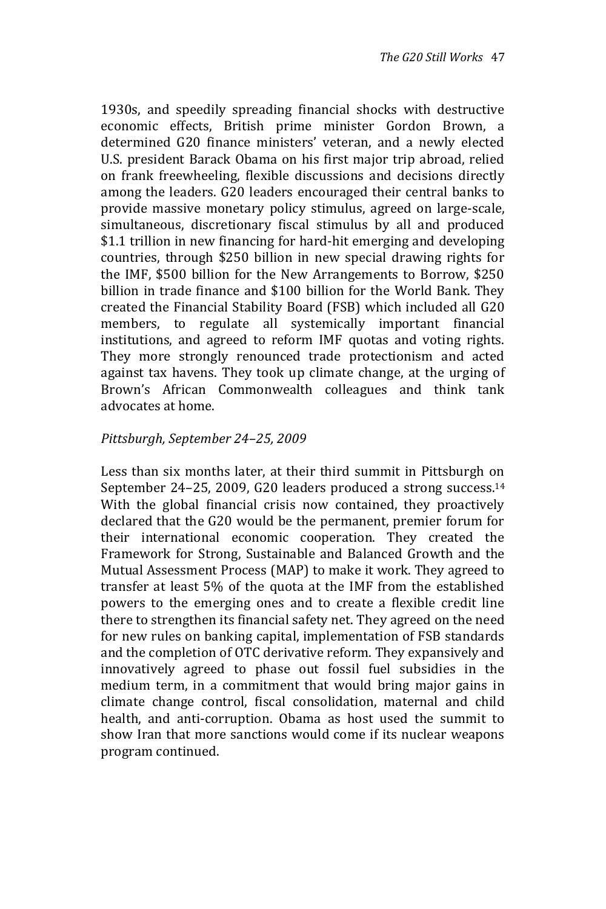1930s, and speedily spreading financial shocks with destructive economic effects, British prime minister Gordon Brown, a determined G20 finance ministers' veteran, and a newly elected U.S. president Barack Obama on his first major trip abroad, relied on frank freewheeling, flexible discussions and decisions directly among the leaders. G20 leaders encouraged their central banks to provide massive monetary policy stimulus, agreed on large-scale, simultaneous, discretionary fiscal stimulus by all and produced $1.1 trillion in new financing for hard-hit emerging and developing countries, through $250 billion in new special drawing rights for the IMF, $500 billion for the New Arrangements to Borrow, $250 billion in trade finance and $100 billion for the World Bank. They created the Financial Stability Board (FSB) which included all G20 members, to regulate all systemically important financial institutions, and agreed to reform IMF quotas and voting rights. They more strongly renounced trade protectionism and acted against tax havens. They took up climate change, at the urging of Brown's African Commonwealth colleagues and think tank advocates at home.

*Pittsburgh, September 24–25, 2009*

Less than six months later, at their third summit in Pittsburgh on September 24–25, 2009, G20 leaders produced a strong success.[14] With the global financial crisis now contained, they proactively declared that the G20 would be the permanent, premier forum for their international economic cooperation. They created the Framework for Strong, Sustainable and Balanced Growth and the Mutual Assessment Process (MAP) to make it work. They agreed to transfer at least 5% of the quota at the IMF from the established powers to the emerging ones and to create a flexible credit line there to strengthen its financial safety net. They agreed on the need for new rules on banking capital, implementation of FSB standards and the completion of OTC derivative reform. They expansively and innovatively agreed to phase out fossil fuel subsidies in the medium term, in a commitment that would bring major gains in climate change control, fiscal consolidation, maternal and child health, and anti-corruption. Obama as host used the summit to show Iran that more sanctions would come if its nuclear weapons program continued.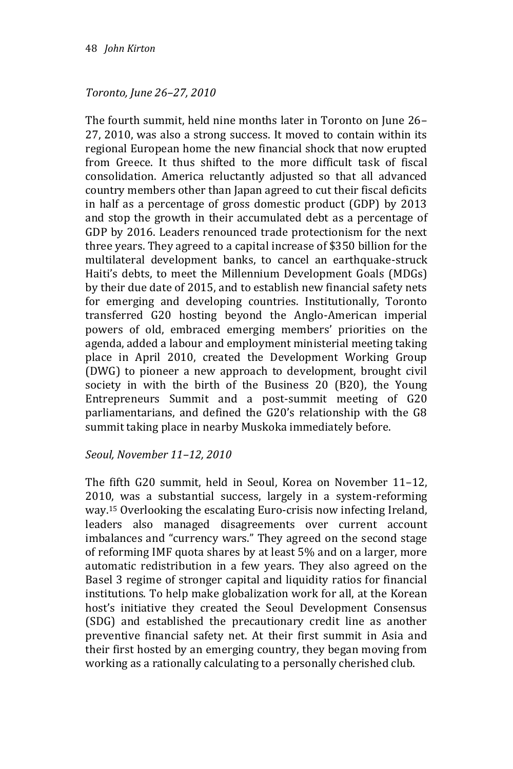*Toronto, June 26–27, 2010*

The fourth summit, held nine months later in Toronto on June 26–27, 2010, was also a strong success. It moved to contain within its regional European home the new financial shock that now erupted from Greece. It thus shifted to the more difficult task of fiscal consolidation. America reluctantly adjusted so that all advanced country members other than Japan agreed to cut their fiscal deficits in half as a percentage of gross domestic product (GDP) by 2013 and stop the growth in their accumulated debt as a percentage of GDP by 2016. Leaders renounced trade protectionism for the next three years. They agreed to a capital increase of $350 billion for the multilateral development banks, to cancel an earthquake-struck Haiti's debts, to meet the Millennium Development Goals (MDGs) by their due date of 2015, and to establish new financial safety nets for emerging and developing countries. Institutionally, Toronto transferred G20 hosting beyond the Anglo-American imperial powers of old, embraced emerging members' priorities on the agenda, added a labour and employment ministerial meeting taking place in April 2010, created the Development Working Group (DWG) to pioneer a new approach to development, brought civil society in with the birth of the Business 20 (B20), the Young Entrepreneurs Summit and a post-summit meeting of G20 parliamentarians, and defined the G20's relationship with the G8 summit taking place in nearby Muskoka immediately before.

*Seoul, November 11–12, 2010*

The fifth G20 summit, held in Seoul, Korea on November 11–12, 2010, was a substantial success, largely in a system-reforming way.[15] Overlooking the escalating Euro-crisis now infecting Ireland, leaders also managed disagreements over current account imbalances and "currency wars." They agreed on the second stage of reforming IMF quota shares by at least 5% and on a larger, more automatic redistribution in a few years. They also agreed on the Basel 3 regime of stronger capital and liquidity ratios for financial institutions. To help make globalization work for all, at the Korean host's initiative they created the Seoul Development Consensus (SDG) and established the precautionary credit line as another preventive financial safety net. At their first summit in Asia and their first hosted by an emerging country, they began moving from working as a rationally calculating to a personally cherished club.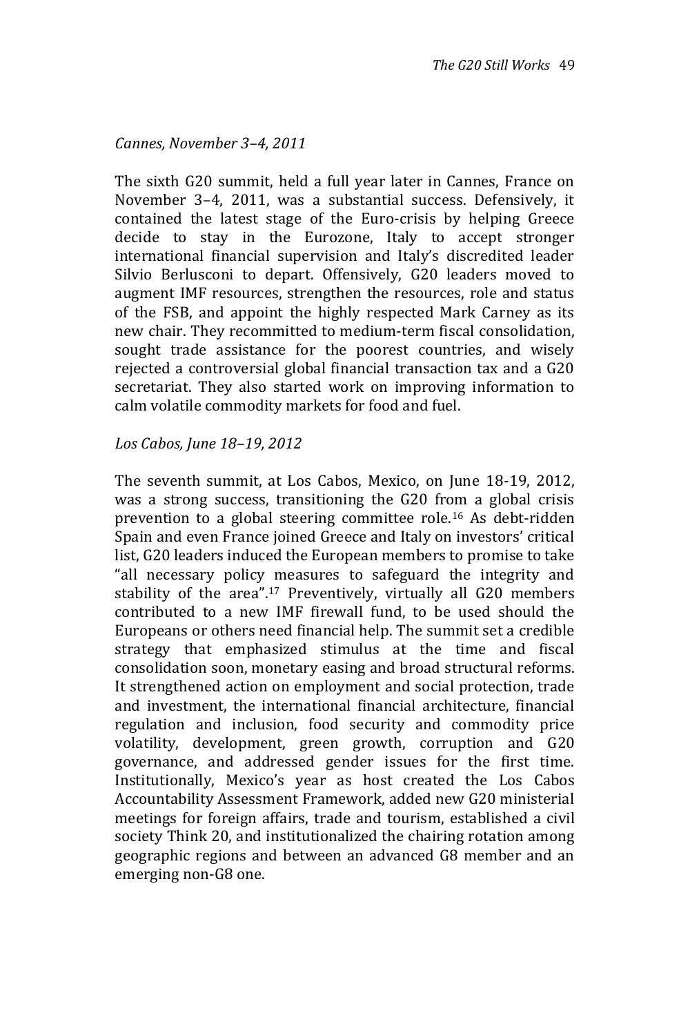*Cannes, November 3–4, 2011*

The sixth G20 summit, held a full year later in Cannes, France on November 3–4, 2011, was a substantial success. Defensively, it contained the latest stage of the Euro-crisis by helping Greece decide to stay in the Eurozone, Italy to accept stronger international financial supervision and Italy's discredited leader Silvio Berlusconi to depart. Offensively, G20 leaders moved to augment IMF resources, strengthen the resources, role and status of the FSB, and appoint the highly respected Mark Carney as its new chair. They recommitted to medium-term fiscal consolidation, sought trade assistance for the poorest countries, and wisely rejected a controversial global financial transaction tax and a G20 secretariat. They also started work on improving information to calm volatile commodity markets for food and fuel.

*Los Cabos, June 18–19, 2012*

The seventh summit, at Los Cabos, Mexico, on June 18-19, 2012, was a strong success, transitioning the G20 from a global crisis prevention to a global steering committee role.[16] As debt-ridden Spain and even France joined Greece and Italy on investors' critical list, G20 leaders induced the European members to promise to take "all necessary policy measures to safeguard the integrity and stability of the area".[17] Preventively, virtually all G20 members contributed to a new IMF firewall fund, to be used should the Europeans or others need financial help. The summit set a credible strategy that emphasized stimulus at the time and fiscal consolidation soon, monetary easing and broad structural reforms. It strengthened action on employment and social protection, trade and investment, the international financial architecture, financial regulation and inclusion, food security and commodity price volatility, development, green growth, corruption and G20 governance, and addressed gender issues for the first time. Institutionally, Mexico's year as host created the Los Cabos Accountability Assessment Framework, added new G20 ministerial meetings for foreign affairs, trade and tourism, established a civil society Think 20, and institutionalized the chairing rotation among geographic regions and between an advanced G8 member and an emerging non-G8 one.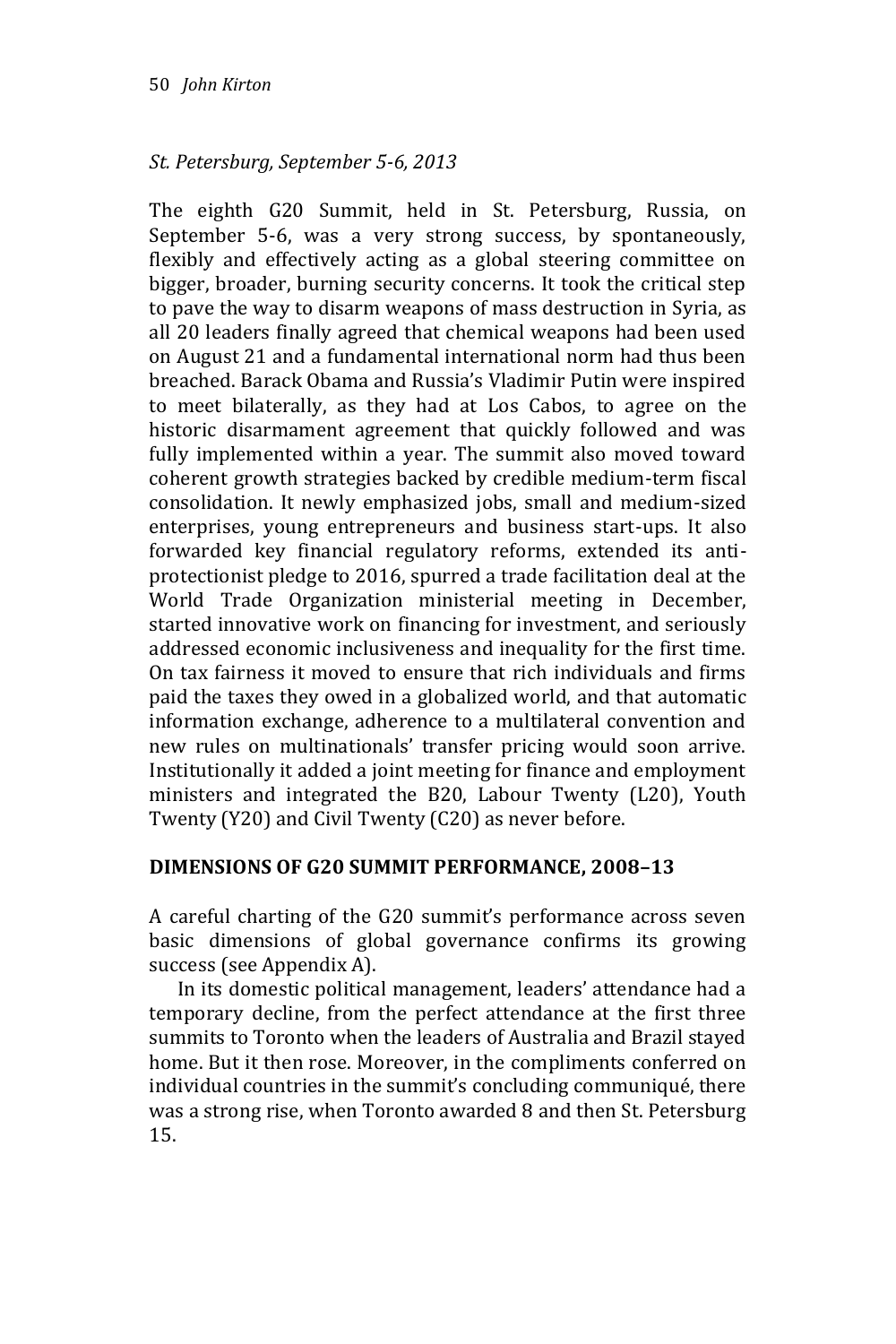*St. Petersburg, September 5-6, 2013*

The eighth G20 Summit, held in St. Petersburg, Russia, on September 5-6, was a very strong success, by spontaneously, flexibly and effectively acting as a global steering committee on bigger, broader, burning security concerns. It took the critical step to pave the way to disarm weapons of mass destruction in Syria, as all 20 leaders finally agreed that chemical weapons had been used on August 21 and a fundamental international norm had thus been breached. Barack Obama and Russia's Vladimir Putin were inspired to meet bilaterally, as they had at Los Cabos, to agree on the historic disarmament agreement that quickly followed and was fully implemented within a year. The summit also moved toward coherent growth strategies backed by credible medium-term fiscal consolidation. It newly emphasized jobs, small and medium-sized enterprises, young entrepreneurs and business start-ups. It also forwarded key financial regulatory reforms, extended its anti-protectionist pledge to 2016, spurred a trade facilitation deal at the World Trade Organization ministerial meeting in December, started innovative work on financing for investment, and seriously addressed economic inclusiveness and inequality for the first time. On tax fairness it moved to ensure that rich individuals and firms paid the taxes they owed in a globalized world, and that automatic information exchange, adherence to a multilateral convention and new rules on multinationals' transfer pricing would soon arrive. Institutionally it added a joint meeting for finance and employment ministers and integrated the B20, Labour Twenty (L20), Youth Twenty (Y20) and Civil Twenty (C20) as never before.

## DIMENSIONS OF G20 SUMMIT PERFORMANCE, 2008–13

A careful charting of the G20 summit's performance across seven basic dimensions of global governance confirms its growing success (see Appendix A).

In its domestic political management, leaders' attendance had a temporary decline, from the perfect attendance at the first three summits to Toronto when the leaders of Australia and Brazil stayed home. But it then rose. Moreover, in the compliments conferred on individual countries in the summit's concluding communiqué, there was a strong rise, when Toronto awarded 8 and then St. Petersburg 15.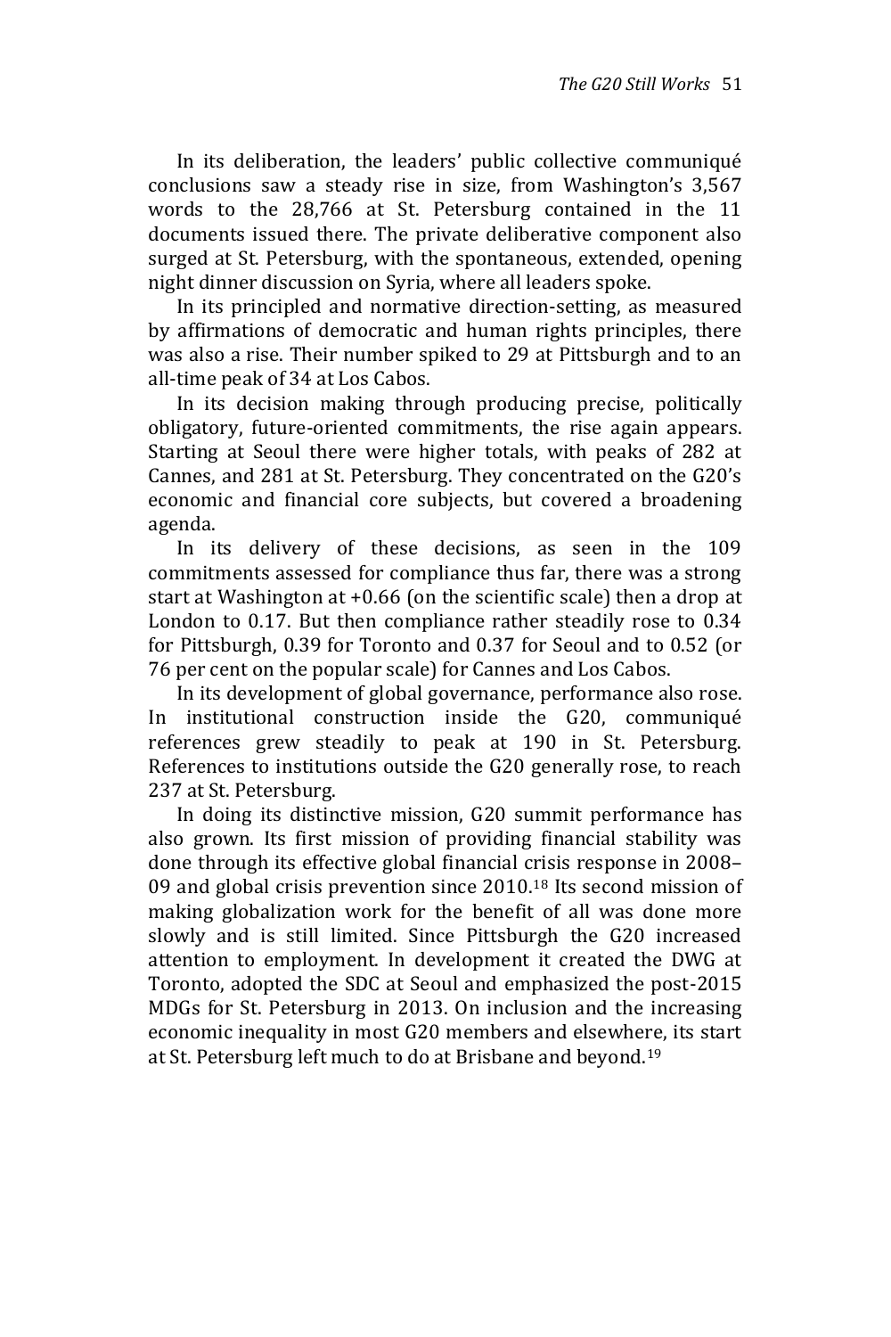In its deliberation, the leaders' public collective communiqué conclusions saw a steady rise in size, from Washington's 3,567 words to the 28,766 at St. Petersburg contained in the 11 documents issued there. The private deliberative component also surged at St. Petersburg, with the spontaneous, extended, opening night dinner discussion on Syria, where all leaders spoke.

In its principled and normative direction-setting, as measured by affirmations of democratic and human rights principles, there was also a rise. Their number spiked to 29 at Pittsburgh and to an all-time peak of 34 at Los Cabos.

In its decision making through producing precise, politically obligatory, future-oriented commitments, the rise again appears. Starting at Seoul there were higher totals, with peaks of 282 at Cannes, and 281 at St. Petersburg. They concentrated on the G20's economic and financial core subjects, but covered a broadening agenda.

In its delivery of these decisions, as seen in the 109 commitments assessed for compliance thus far, there was a strong start at Washington at +0.66 (on the scientific scale) then a drop at London to 0.17. But then compliance rather steadily rose to 0.34 for Pittsburgh, 0.39 for Toronto and 0.37 for Seoul and to 0.52 (or 76 per cent on the popular scale) for Cannes and Los Cabos.

In its development of global governance, performance also rose. In institutional construction inside the G20, communiqué references grew steadily to peak at 190 in St. Petersburg. References to institutions outside the G20 generally rose, to reach 237 at St. Petersburg.

In doing its distinctive mission, G20 summit performance has also grown. Its first mission of providing financial stability was done through its effective global financial crisis response in 2008–09 and global crisis prevention since 2010.[18] Its second mission of making globalization work for the benefit of all was done more slowly and is still limited. Since Pittsburgh the G20 increased attention to employment. In development it created the DWG at Toronto, adopted the SDC at Seoul and emphasized the post-2015 MDGs for St. Petersburg in 2013. On inclusion and the increasing economic inequality in most G20 members and elsewhere, its start at St. Petersburg left much to do at Brisbane and beyond.[19]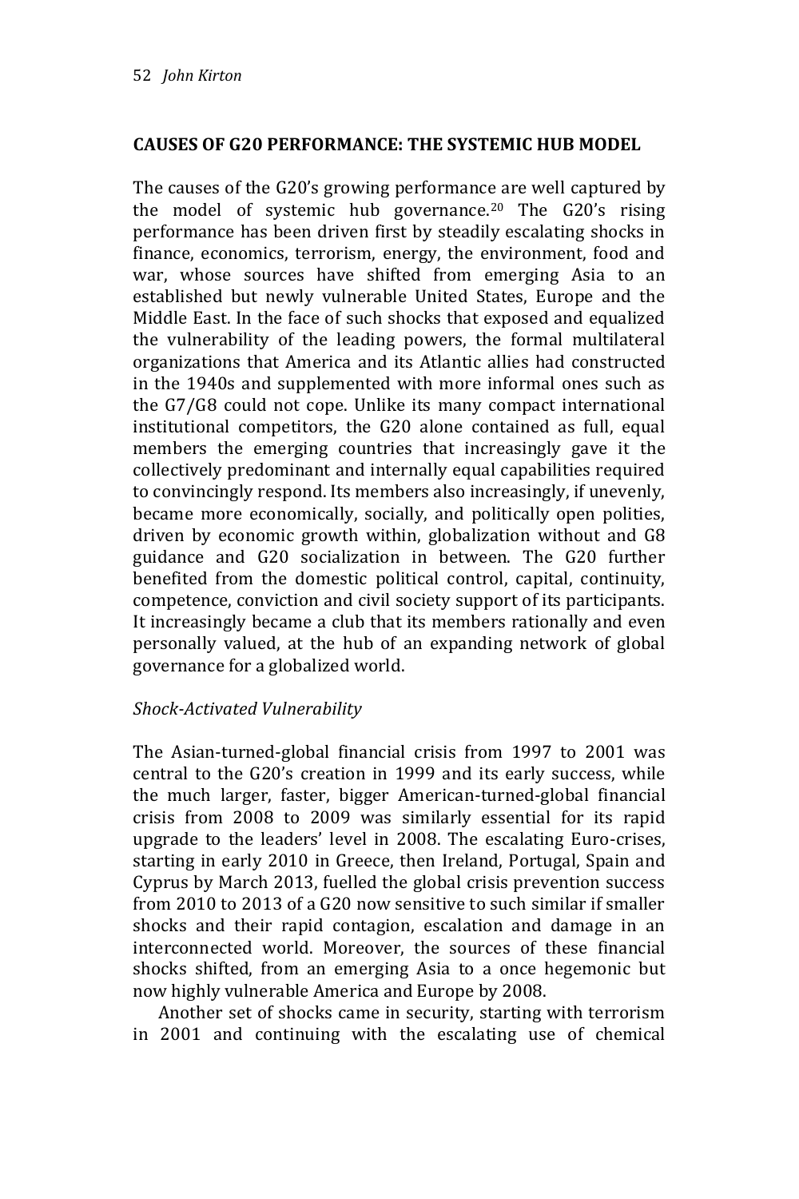## CAUSES OF G20 PERFORMANCE: THE SYSTEMIC HUB MODEL

The causes of the G20's growing performance are well captured by the model of systemic hub governance.[20] The G20's rising performance has been driven first by steadily escalating shocks in finance, economics, terrorism, energy, the environment, food and war, whose sources have shifted from emerging Asia to an established but newly vulnerable United States, Europe and the Middle East. In the face of such shocks that exposed and equalized the vulnerability of the leading powers, the formal multilateral organizations that America and its Atlantic allies had constructed in the 1940s and supplemented with more informal ones such as the G7/G8 could not cope. Unlike its many compact international institutional competitors, the G20 alone contained as full, equal members the emerging countries that increasingly gave it the collectively predominant and internally equal capabilities required to convincingly respond. Its members also increasingly, if unevenly, became more economically, socially, and politically open polities, driven by economic growth within, globalization without and G8 guidance and G20 socialization in between. The G20 further benefited from the domestic political control, capital, continuity, competence, conviction and civil society support of its participants. It increasingly became a club that its members rationally and even personally valued, at the hub of an expanding network of global governance for a globalized world.

### *Shock-Activated Vulnerability*

The Asian-turned-global financial crisis from 1997 to 2001 was central to the G20's creation in 1999 and its early success, while the much larger, faster, bigger American-turned-global financial crisis from 2008 to 2009 was similarly essential for its rapid upgrade to the leaders' level in 2008. The escalating Euro-crises, starting in early 2010 in Greece, then Ireland, Portugal, Spain and Cyprus by March 2013, fuelled the global crisis prevention success from 2010 to 2013 of a G20 now sensitive to such similar if smaller shocks and their rapid contagion, escalation and damage in an interconnected world. Moreover, the sources of these financial shocks shifted, from an emerging Asia to a once hegemonic but now highly vulnerable America and Europe by 2008.

Another set of shocks came in security, starting with terrorism in 2001 and continuing with the escalating use of chemical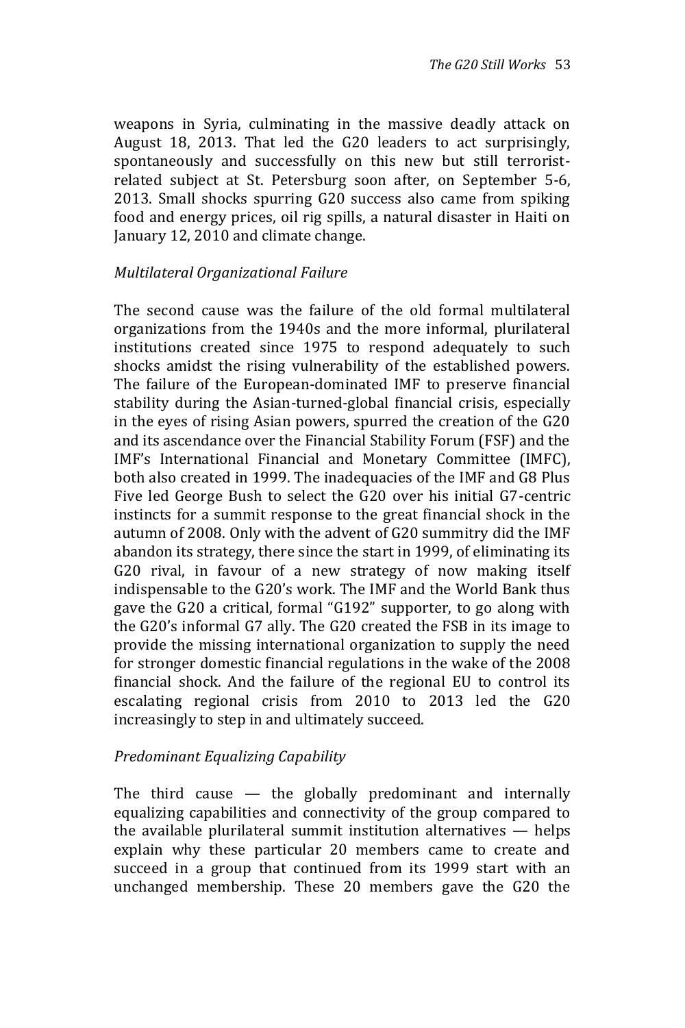weapons in Syria, culminating in the massive deadly attack on August 18, 2013. That led the G20 leaders to act surprisingly, spontaneously and successfully on this new but still terrorist-related subject at St. Petersburg soon after, on September 5-6, 2013. Small shocks spurring G20 success also came from spiking food and energy prices, oil rig spills, a natural disaster in Haiti on January 12, 2010 and climate change.

*Multilateral Organizational Failure*

The second cause was the failure of the old formal multilateral organizations from the 1940s and the more informal, plurilateral institutions created since 1975 to respond adequately to such shocks amidst the rising vulnerability of the established powers. The failure of the European-dominated IMF to preserve financial stability during the Asian-turned-global financial crisis, especially in the eyes of rising Asian powers, spurred the creation of the G20 and its ascendance over the Financial Stability Forum (FSF) and the IMF's International Financial and Monetary Committee (IMFC), both also created in 1999. The inadequacies of the IMF and G8 Plus Five led George Bush to select the G20 over his initial G7-centric instincts for a summit response to the great financial shock in the autumn of 2008. Only with the advent of G20 summitry did the IMF abandon its strategy, there since the start in 1999, of eliminating its G20 rival, in favour of a new strategy of now making itself indispensable to the G20's work. The IMF and the World Bank thus gave the G20 a critical, formal "G192" supporter, to go along with the G20's informal G7 ally. The G20 created the FSB in its image to provide the missing international organization to supply the need for stronger domestic financial regulations in the wake of the 2008 financial shock. And the failure of the regional EU to control its escalating regional crisis from 2010 to 2013 led the G20 increasingly to step in and ultimately succeed.

*Predominant Equalizing Capability*

The third cause — the globally predominant and internally equalizing capabilities and connectivity of the group compared to the available plurilateral summit institution alternatives — helps explain why these particular 20 members came to create and succeed in a group that continued from its 1999 start with an unchanged membership. These 20 members gave the G20 the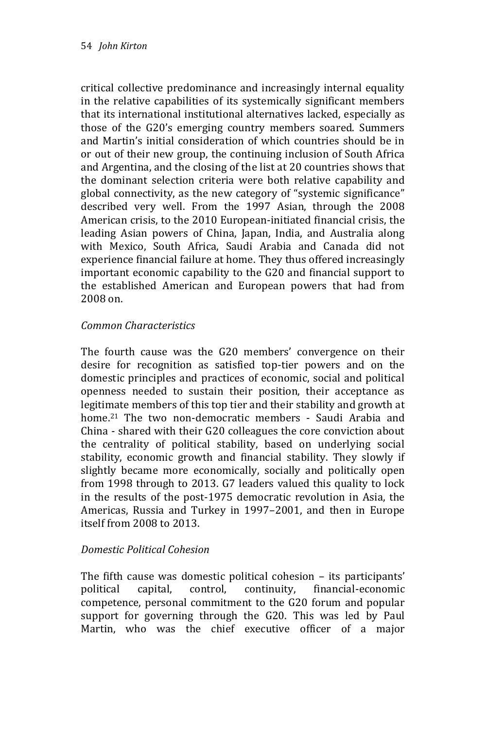critical collective predominance and increasingly internal equality in the relative capabilities of its systemically significant members that its international institutional alternatives lacked, especially as those of the G20's emerging country members soared. Summers and Martin's initial consideration of which countries should be in or out of their new group, the continuing inclusion of South Africa and Argentina, and the closing of the list at 20 countries shows that the dominant selection criteria were both relative capability and global connectivity, as the new category of "systemic significance" described very well. From the 1997 Asian, through the 2008 American crisis, to the 2010 European-initiated financial crisis, the leading Asian powers of China, Japan, India, and Australia along with Mexico, South Africa, Saudi Arabia and Canada did not experience financial failure at home. They thus offered increasingly important economic capability to the G20 and financial support to the established American and European powers that had from 2008 on.

*Common Characteristics*

The fourth cause was the G20 members' convergence on their desire for recognition as satisfied top-tier powers and on the domestic principles and practices of economic, social and political openness needed to sustain their position, their acceptance as legitimate members of this top tier and their stability and growth at home.[21] The two non-democratic members - Saudi Arabia and China - shared with their G20 colleagues the core conviction about the centrality of political stability, based on underlying social stability, economic growth and financial stability. They slowly if slightly became more economically, socially and politically open from 1998 through to 2013. G7 leaders valued this quality to lock in the results of the post-1975 democratic revolution in Asia, the Americas, Russia and Turkey in 1997–2001, and then in Europe itself from 2008 to 2013.

*Domestic Political Cohesion*

The fifth cause was domestic political cohesion – its participants' political capital, control, continuity, financial-economic competence, personal commitment to the G20 forum and popular support for governing through the G20. This was led by Paul Martin, who was the chief executive officer of a major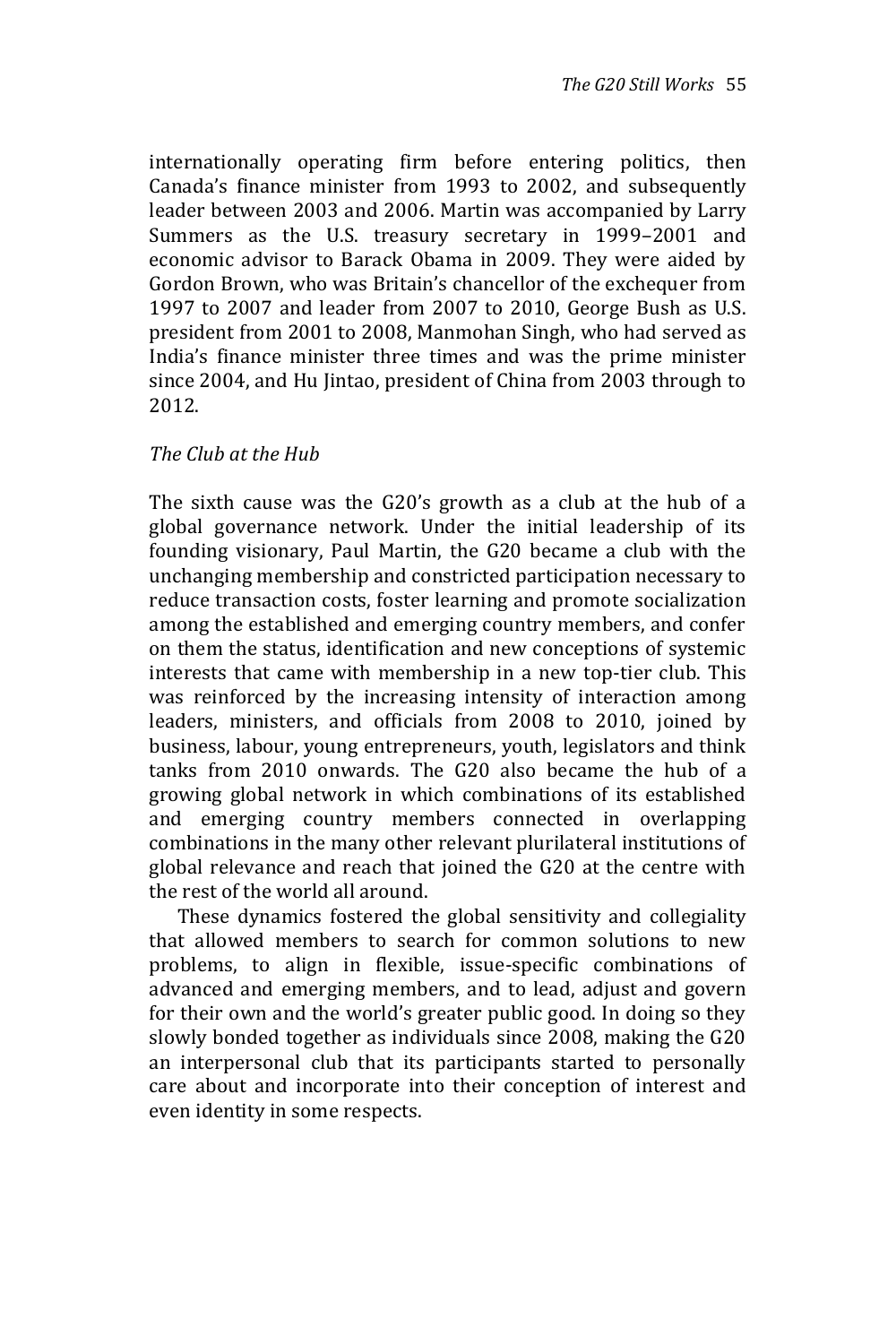internationally operating firm before entering politics, then Canada's finance minister from 1993 to 2002, and subsequently leader between 2003 and 2006. Martin was accompanied by Larry Summers as the U.S. treasury secretary in 1999–2001 and economic advisor to Barack Obama in 2009. They were aided by Gordon Brown, who was Britain's chancellor of the exchequer from 1997 to 2007 and leader from 2007 to 2010, George Bush as U.S. president from 2001 to 2008, Manmohan Singh, who had served as India's finance minister three times and was the prime minister since 2004, and Hu Jintao, president of China from 2003 through to 2012.

### *The Club at the Hub*

The sixth cause was the G20's growth as a club at the hub of a global governance network. Under the initial leadership of its founding visionary, Paul Martin, the G20 became a club with the unchanging membership and constricted participation necessary to reduce transaction costs, foster learning and promote socialization among the established and emerging country members, and confer on them the status, identification and new conceptions of systemic interests that came with membership in a new top-tier club. This was reinforced by the increasing intensity of interaction among leaders, ministers, and officials from 2008 to 2010, joined by business, labour, young entrepreneurs, youth, legislators and think tanks from 2010 onwards. The G20 also became the hub of a growing global network in which combinations of its established and emerging country members connected in overlapping combinations in the many other relevant plurilateral institutions of global relevance and reach that joined the G20 at the centre with the rest of the world all around.

These dynamics fostered the global sensitivity and collegiality that allowed members to search for common solutions to new problems, to align in flexible, issue-specific combinations of advanced and emerging members, and to lead, adjust and govern for their own and the world's greater public good. In doing so they slowly bonded together as individuals since 2008, making the G20 an interpersonal club that its participants started to personally care about and incorporate into their conception of interest and even identity in some respects.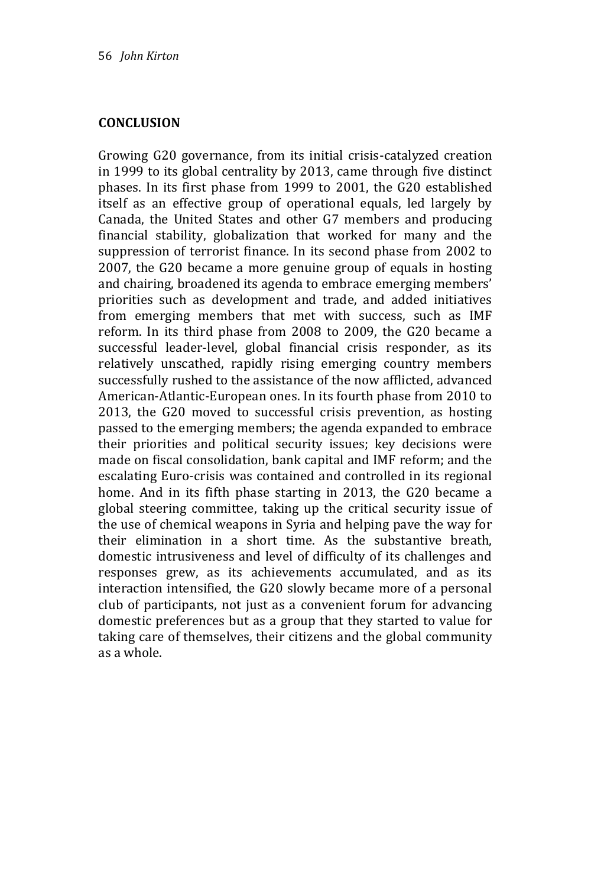## CONCLUSION

Growing G20 governance, from its initial crisis-catalyzed creation in 1999 to its global centrality by 2013, came through five distinct phases. In its first phase from 1999 to 2001, the G20 established itself as an effective group of operational equals, led largely by Canada, the United States and other G7 members and producing financial stability, globalization that worked for many and the suppression of terrorist finance. In its second phase from 2002 to 2007, the G20 became a more genuine group of equals in hosting and chairing, broadened its agenda to embrace emerging members' priorities such as development and trade, and added initiatives from emerging members that met with success, such as IMF reform. In its third phase from 2008 to 2009, the G20 became a successful leader-level, global financial crisis responder, as its relatively unscathed, rapidly rising emerging country members successfully rushed to the assistance of the now afflicted, advanced American-Atlantic-European ones. In its fourth phase from 2010 to 2013, the G20 moved to successful crisis prevention, as hosting passed to the emerging members; the agenda expanded to embrace their priorities and political security issues; key decisions were made on fiscal consolidation, bank capital and IMF reform; and the escalating Euro-crisis was contained and controlled in its regional home. And in its fifth phase starting in 2013, the G20 became a global steering committee, taking up the critical security issue of the use of chemical weapons in Syria and helping pave the way for their elimination in a short time. As the substantive breath, domestic intrusiveness and level of difficulty of its challenges and responses grew, as its achievements accumulated, and as its interaction intensified, the G20 slowly became more of a personal club of participants, not just as a convenient forum for advancing domestic preferences but as a group that they started to value for taking care of themselves, their citizens and the global community as a whole.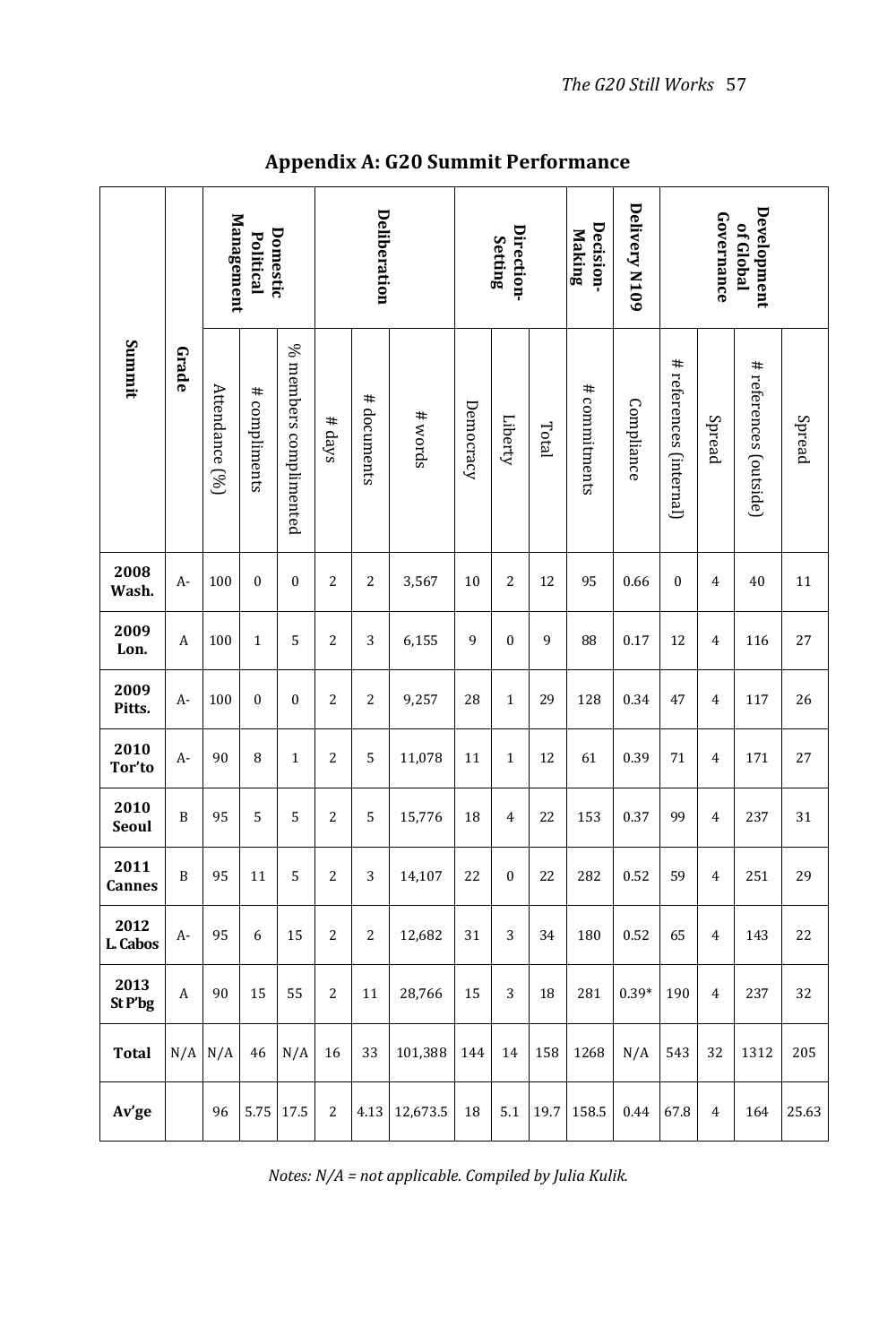## Appendix A: G20 Summit Performance

| Summit | Grade | Domestic Political Management | | | Deliberation | | | Direction-Setting | | | Decision-Making | Delivery N109 | Development of Global Governance | | | |
|---|---|---|---|---|---|---|---|---|---|---|---|---|---|---|---|---|
| | | Attendance (%) | # compliments | % members complimented | # days | # documents | # words | Democracy | Liberty | Total | # commitments | Compliance | # references (internal) | Spread | # references (outside) | Spread |
| **2008 Wash.** | A- | 100 | 0 | 0 | 2 | 2 | 3,567 | 10 | 2 | 12 | 95 | 0.66 | 0 | 4 | 40 | 11 |
| **2009 Lon.** | A | 100 | 1 | 5 | 2 | 3 | 6,155 | 9 | 0 | 9 | 88 | 0.17 | 12 | 4 | 116 | 27 |
| **2009 Pitts.** | A- | 100 | 0 | 0 | 2 | 2 | 9,257 | 28 | 1 | 29 | 128 | 0.34 | 47 | 4 | 117 | 26 |
| **2010 Tor'to** | A- | 90 | 8 | 1 | 2 | 5 | 11,078 | 11 | 1 | 12 | 61 | 0.39 | 71 | 4 | 171 | 27 |
| **2010 Seoul** | B | 95 | 5 | 5 | 2 | 5 | 15,776 | 18 | 4 | 22 | 153 | 0.37 | 99 | 4 | 237 | 31 |
| **2011 Cannes** | B | 95 | 11 | 5 | 2 | 3 | 14,107 | 22 | 0 | 22 | 282 | 0.52 | 59 | 4 | 251 | 29 |
| **2012 L. Cabos** | A- | 95 | 6 | 15 | 2 | 2 | 12,682 | 31 | 3 | 34 | 180 | 0.52 | 65 | 4 | 143 | 22 |
| **2013 St P'bg** | A | 90 | 15 | 55 | 2 | 11 | 28,766 | 15 | 3 | 18 | 281 | 0.39* | 190 | 4 | 237 | 32 |
| **Total** | N/A | N/A | 46 | N/A | 16 | 33 | 101,388 | 144 | 14 | 158 | 1268 | N/A | 543 | 32 | 1312 | 205 |
| **Av'ge** | | 96 | 5.75 | 17.5 | 2 | 4.13 | 12,673.5 | 18 | 5.1 | 19.7 | 158.5 | 0.44 | 67.8 | 4 | 164 | 25.63 |

*Notes: N/A = not applicable. Compiled by Julia Kulik.*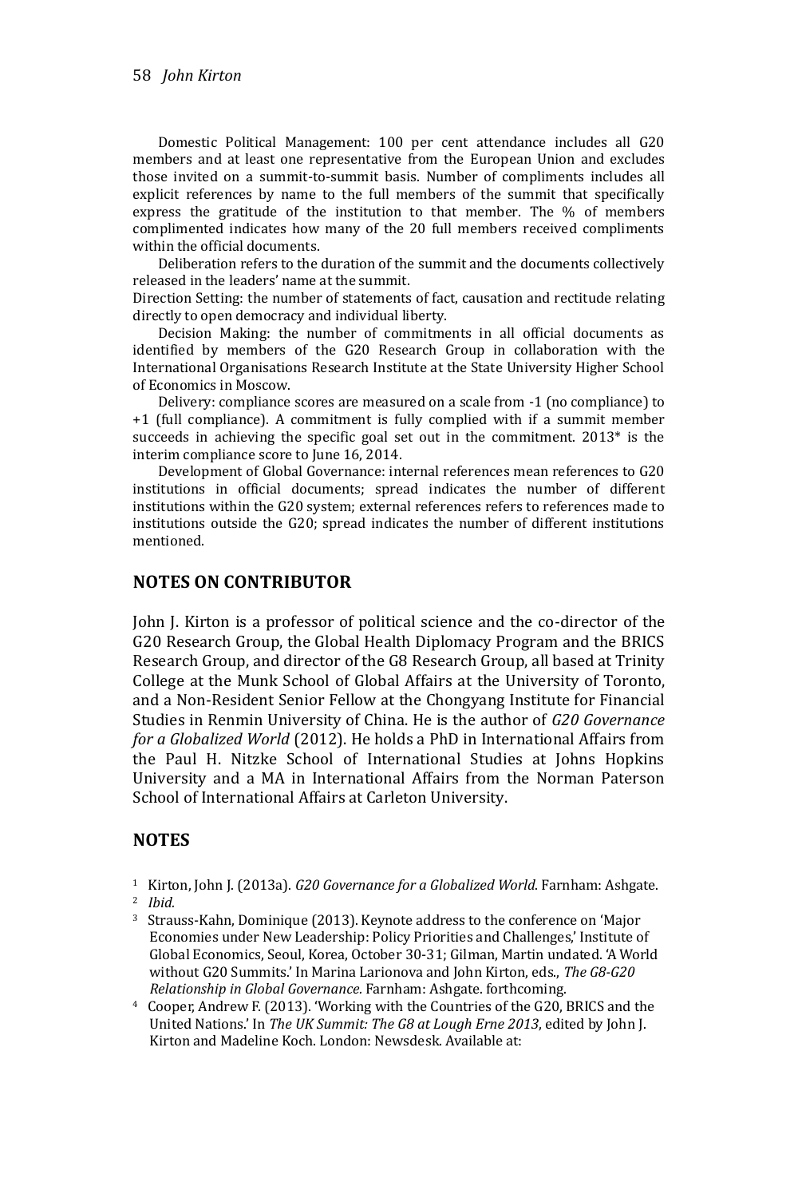Domestic Political Management: 100 per cent attendance includes all G20 members and at least one representative from the European Union and excludes those invited on a summit-to-summit basis. Number of compliments includes all explicit references by name to the full members of the summit that specifically express the gratitude of the institution to that member. The % of members complimented indicates how many of the 20 full members received compliments within the official documents.

Deliberation refers to the duration of the summit and the documents collectively released in the leaders' name at the summit.

Direction Setting: the number of statements of fact, causation and rectitude relating directly to open democracy and individual liberty.

Decision Making: the number of commitments in all official documents as identified by members of the G20 Research Group in collaboration with the International Organisations Research Institute at the State University Higher School of Economics in Moscow.

Delivery: compliance scores are measured on a scale from -1 (no compliance) to +1 (full compliance). A commitment is fully complied with if a summit member succeeds in achieving the specific goal set out in the commitment. 2013* is the interim compliance score to June 16, 2014.

Development of Global Governance: internal references mean references to G20 institutions in official documents; spread indicates the number of different institutions within the G20 system; external references refers to references made to institutions outside the G20; spread indicates the number of different institutions mentioned.

## NOTES ON CONTRIBUTOR

John J. Kirton is a professor of political science and the co-director of the G20 Research Group, the Global Health Diplomacy Program and the BRICS Research Group, and director of the G8 Research Group, all based at Trinity College at the Munk School of Global Affairs at the University of Toronto, and a Non-Resident Senior Fellow at the Chongyang Institute for Financial Studies in Renmin University of China. He is the author of *G20 Governance for a Globalized World* (2012). He holds a PhD in International Affairs from the Paul H. Nitzke School of International Studies at Johns Hopkins University and a MA in International Affairs from the Norman Paterson School of International Affairs at Carleton University.

## NOTES

1. Kirton, John J. (2013a). *G20 Governance for a Globalized World*. Farnham: Ashgate.
2. *Ibid.*
3. Strauss-Kahn, Dominique (2013). Keynote address to the conference on 'Major Economies under New Leadership: Policy Priorities and Challenges,' Institute of Global Economics, Seoul, Korea, October 30-31; Gilman, Martin undated. 'A World without G20 Summits.' In Marina Larionova and John Kirton, eds., *The G8-G20 Relationship in Global Governance*. Farnham: Ashgate. forthcoming.
4. Cooper, Andrew F. (2013). 'Working with the Countries of the G20, BRICS and the United Nations.' In *The UK Summit: The G8 at Lough Erne 2013*, edited by John J. Kirton and Madeline Koch. London: Newsdesk. Available at: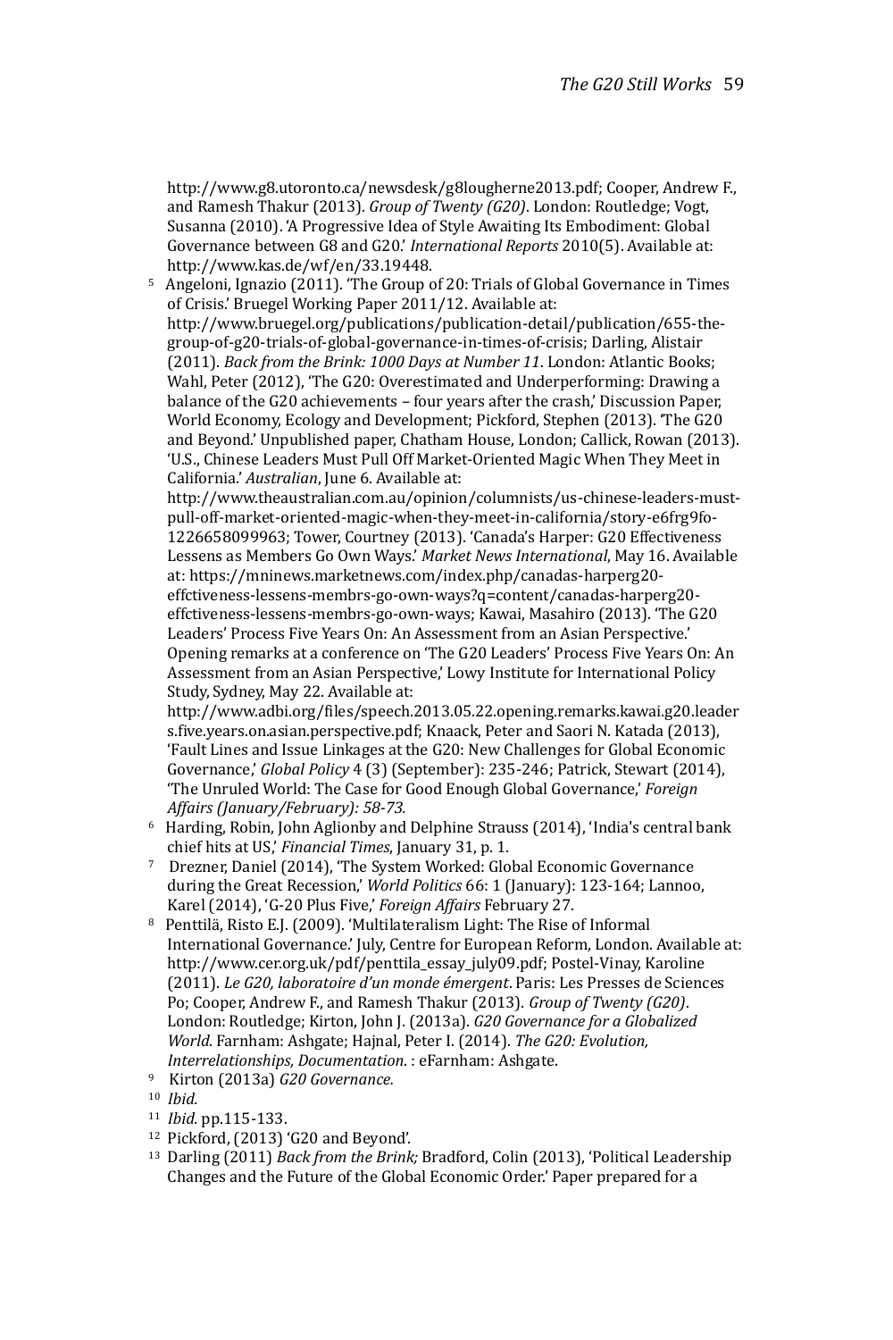http://www.g8.utoronto.ca/newsdesk/g8lougherne2013.pdf; Cooper, Andrew F., and Ramesh Thakur (2013). *Group of Twenty (G20)*. London: Routledge; Vogt, Susanna (2010). 'A Progressive Idea of Style Awaiting Its Embodiment: Global Governance between G8 and G20.' *International Reports* 2010(5). Available at: http://www.kas.de/wf/en/33.19448.

[5] Angeloni, Ignazio (2011). 'The Group of 20: Trials of Global Governance in Times of Crisis.' Bruegel Working Paper 2011/12. Available at: http://www.bruegel.org/publications/publication-detail/publication/655-the-group-of-g20-trials-of-global-governance-in-times-of-crisis; Darling, Alistair (2011). *Back from the Brink: 1000 Days at Number 11*. London: Atlantic Books; Wahl, Peter (2012), 'The G20: Overestimated and Underperforming: Drawing a balance of the G20 achievements – four years after the crash,' Discussion Paper, World Economy, Ecology and Development; Pickford, Stephen (2013). 'The G20 and Beyond.' Unpublished paper, Chatham House, London; Callick, Rowan (2013). 'U.S., Chinese Leaders Must Pull Off Market-Oriented Magic When They Meet in California.' *Australian*, June 6. Available at: http://www.theaustralian.com.au/opinion/columnists/us-chinese-leaders-must-pull-off-market-oriented-magic-when-they-meet-in-california/story-e6frg9fo-1226658099963; Tower, Courtney (2013). 'Canada's Harper: G20 Effectiveness Lessens as Members Go Own Ways.' *Market News International*, May 16. Available at: https://mninews.marketnews.com/index.php/canadas-harperg20-effctiveness-lessens-membrs-go-own-ways?q=content/canadas-harperg20-effctiveness-lessens-membrs-go-own-ways; Kawai, Masahiro (2013). 'The G20 Leaders' Process Five Years On: An Assessment from an Asian Perspective.' Opening remarks at a conference on 'The G20 Leaders' Process Five Years On: An Assessment from an Asian Perspective,' Lowy Institute for International Policy Study, Sydney, May 22. Available at: http://www.adbi.org/files/speech.2013.05.22.opening.remarks.kawai.g20.leaders.five.years.on.asian.perspective.pdf; Knaack, Peter and Saori N. Katada (2013), 'Fault Lines and Issue Linkages at the G20: New Challenges for Global Economic Governance,' *Global Policy* 4 (3) (September): 235-246; Patrick, Stewart (2014), 'The Unruled World: The Case for Good Enough Global Governance,' *Foreign Affairs (January/February): 58-73.*

[6] Harding, Robin, John Aglionby and Delphine Strauss (2014), 'India's central bank chief hits at US,' *Financial Times*, January 31, p. 1.

[7] Drezner, Daniel (2014), 'The System Worked: Global Economic Governance during the Great Recession,' *World Politics* 66: 1 (January): 123-164; Lannoo, Karel (2014), 'G-20 Plus Five,' *Foreign Affairs* February 27.

[8] Penttilä, Risto E.J. (2009). 'Multilateralism Light: The Rise of Informal International Governance.' July, Centre for European Reform, London. Available at: http://www.cer.org.uk/pdf/penttila_essay_july09.pdf; Postel-Vinay, Karoline (2011). *Le G20, laboratoire d'un monde émergent*. Paris: Les Presses de Sciences Po; Cooper, Andrew F., and Ramesh Thakur (2013). *Group of Twenty (G20)*. London: Routledge; Kirton, John J. (2013a). *G20 Governance for a Globalized World*. Farnham: Ashgate; Hajnal, Peter I. (2014). *The G20: Evolution, Interrelationships, Documentation*. : eFarnham: Ashgate.

[9] Kirton (2013a) *G20 Governance.*

[10] *Ibid.*

[11] *Ibid.* pp.115-133.

[12] Pickford, (2013) 'G20 and Beyond'.

[13] Darling (2011) *Back from the Brink;* Bradford, Colin (2013), 'Political Leadership Changes and the Future of the Global Economic Order.' Paper prepared for a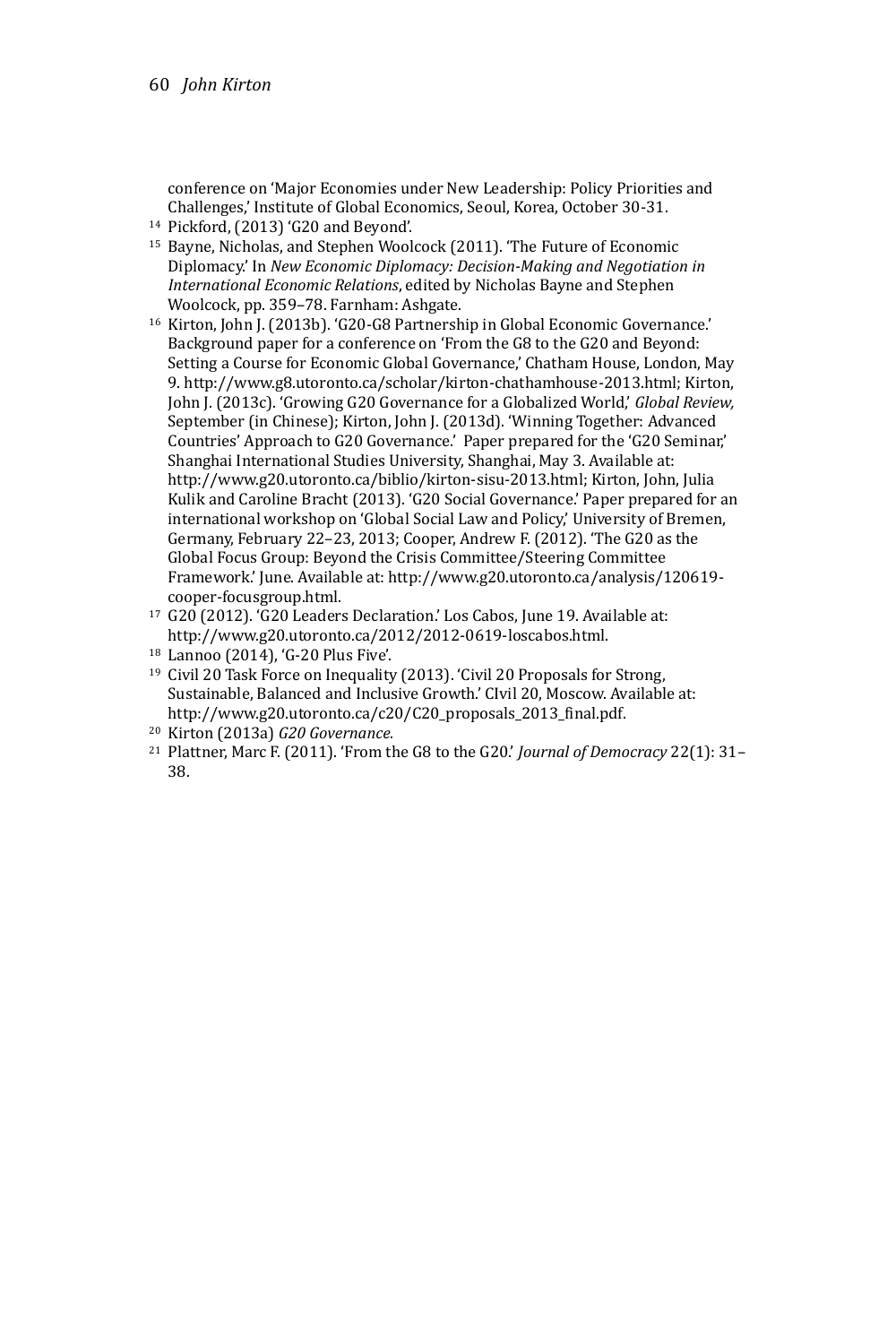conference on 'Major Economies under New Leadership: Policy Priorities and Challenges,' Institute of Global Economics, Seoul, Korea, October 30-31.

[14] Pickford, (2013) 'G20 and Beyond'.

[15] Bayne, Nicholas, and Stephen Woolcock (2011). 'The Future of Economic Diplomacy.' In *New Economic Diplomacy: Decision-Making and Negotiation in International Economic Relations*, edited by Nicholas Bayne and Stephen Woolcock, pp. 359–78. Farnham: Ashgate.

[16] Kirton, John J. (2013b). 'G20-G8 Partnership in Global Economic Governance.' Background paper for a conference on 'From the G8 to the G20 and Beyond: Setting a Course for Economic Global Governance,' Chatham House, London, May 9. http://www.g8.utoronto.ca/scholar/kirton-chathamhouse-2013.html; Kirton, John J. (2013c). 'Growing G20 Governance for a Globalized World,' *Global Review,* September (in Chinese); Kirton, John J. (2013d). 'Winning Together: Advanced Countries' Approach to G20 Governance.' Paper prepared for the 'G20 Seminar,' Shanghai International Studies University, Shanghai, May 3. Available at: http://www.g20.utoronto.ca/biblio/kirton-sisu-2013.html; Kirton, John, Julia Kulik and Caroline Bracht (2013). 'G20 Social Governance.' Paper prepared for an international workshop on 'Global Social Law and Policy,' University of Bremen, Germany, February 22–23, 2013; Cooper, Andrew F. (2012). 'The G20 as the Global Focus Group: Beyond the Crisis Committee/Steering Committee Framework.' June. Available at: http://www.g20.utoronto.ca/analysis/120619-cooper-focusgroup.html.

[17] G20 (2012). 'G20 Leaders Declaration.' Los Cabos, June 19. Available at: http://www.g20.utoronto.ca/2012/2012-0619-loscabos.html.

[18] Lannoo (2014), 'G-20 Plus Five'.

[19] Civil 20 Task Force on Inequality (2013). 'Civil 20 Proposals for Strong, Sustainable, Balanced and Inclusive Growth.' CIvil 20, Moscow. Available at: http://www.g20.utoronto.ca/c20/C20_proposals_2013_final.pdf.

[20] Kirton (2013a) *G20 Governance.*

[21] Plattner, Marc F. (2011). 'From the G8 to the G20.' *Journal of Democracy* 22(1): 31–38.